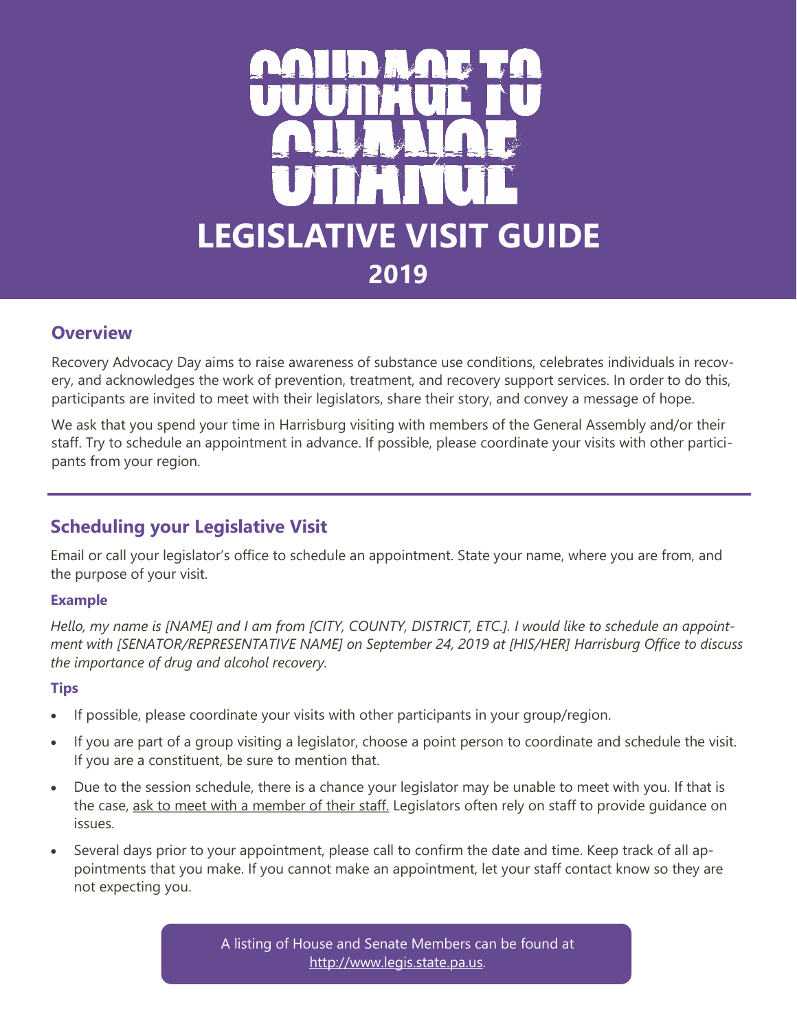# COURAGE TO CHANGE

# LEGISLATIVE VISIT GUIDE

## 2019

## Overview

Recovery Advocacy Day aims to raise awareness of substance use conditions, celebrates individuals in recovery, and acknowledges the work of prevention, treatment, and recovery support services. In order to do this, participants are invited to meet with their legislators, share their story, and convey a message of hope.

We ask that you spend your time in Harrisburg visiting with members of the General Assembly and/or their staff. Try to schedule an appointment in advance. If possible, please coordinate your visits with other participants from your region.

## Scheduling your Legislative Visit

Email or call your legislator's office to schedule an appointment. State your name, where you are from, and the purpose of your visit.

### Example

*Hello, my name is [NAME] and I am from [CITY, COUNTY, DISTRICT, ETC.]. I would like to schedule an appointment with [SENATOR/REPRESENTATIVE NAME] on September 24, 2019 at [HIS/HER] Harrisburg Office to discuss the importance of drug and alcohol recovery.*

### Tips

- If possible, please coordinate your visits with other participants in your group/region.
- If you are part of a group visiting a legislator, choose a point person to coordinate and schedule the visit. If you are a constituent, be sure to mention that.
- Due to the session schedule, there is a chance your legislator may be unable to meet with you. If that is the case, ask to meet with a member of their staff. Legislators often rely on staff to provide guidance on issues.
- Several days prior to your appointment, please call to confirm the date and time. Keep track of all appointments that you make. If you cannot make an appointment, let your staff contact know so they are not expecting you.

A listing of House and Senate Members can be found at http://www.legis.state.pa.us.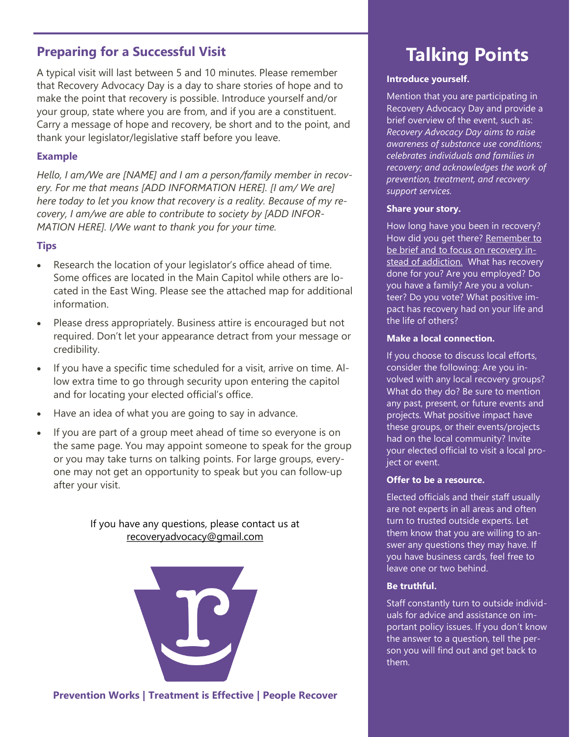## Preparing for a Successful Visit

A typical visit will last between 5 and 10 minutes. Please remember that Recovery Advocacy Day is a day to share stories of hope and to make the point that recovery is possible. Introduce yourself and/or your group, state where you are from, and if you are a constituent. Carry a message of hope and recovery, be short and to the point, and thank your legislator/legislative staff before you leave.

### Example

*Hello, I am/We are [NAME] and I am a person/family member in recovery. For me that means [ADD INFORMATION HERE]. [I am/ We are] here today to let you know that recovery is a reality. Because of my recovery, I am/we are able to contribute to society by [ADD INFORMATION HERE]. I/We want to thank you for your time.*

### Tips

- Research the location of your legislator's office ahead of time. Some offices are located in the Main Capitol while others are located in the East Wing. Please see the attached map for additional information.
- Please dress appropriately. Business attire is encouraged but not required. Don't let your appearance detract from your message or credibility.
- If you have a specific time scheduled for a visit, arrive on time. Allow extra time to go through security upon entering the capitol and for locating your elected official's office.
- Have an idea of what you are going to say in advance.
- If you are part of a group meet ahead of time so everyone is on the same page. You may appoint someone to speak for the group or you may take turns on talking points. For large groups, everyone may not get an opportunity to speak but you can follow-up after your visit.

If you have any questions, please contact us at recoveryadvocacy@gmail.com

**Prevention Works | Treatment is Effective | People Recover**

# Talking Points

**Introduce yourself.**

Mention that you are participating in Recovery Advocacy Day and provide a brief overview of the event, such as: *Recovery Advocacy Day aims to raise awareness of substance use conditions; celebrates individuals and families in recovery; and acknowledges the work of prevention, treatment, and recovery support services.*

**Share your story.**

How long have you been in recovery? How did you get there? Remember to be brief and to focus on recovery instead of addiction. What has recovery done for you? Are you employed? Do you have a family? Are you a volunteer? Do you vote? What positive impact has recovery had on your life and the life of others?

**Make a local connection.**

If you choose to discuss local efforts, consider the following: Are you involved with any local recovery groups? What do they do? Be sure to mention any past, present, or future events and projects. What positive impact have these groups, or their events/projects had on the local community? Invite your elected official to visit a local project or event.

**Offer to be a resource.**

Elected officials and their staff usually are not experts in all areas and often turn to trusted outside experts. Let them know that you are willing to answer any questions they may have. If you have business cards, feel free to leave one or two behind.

**Be truthful.**

Staff constantly turn to outside individuals for advice and assistance on important policy issues. If you don't know the answer to a question, tell the person you will find out and get back to them.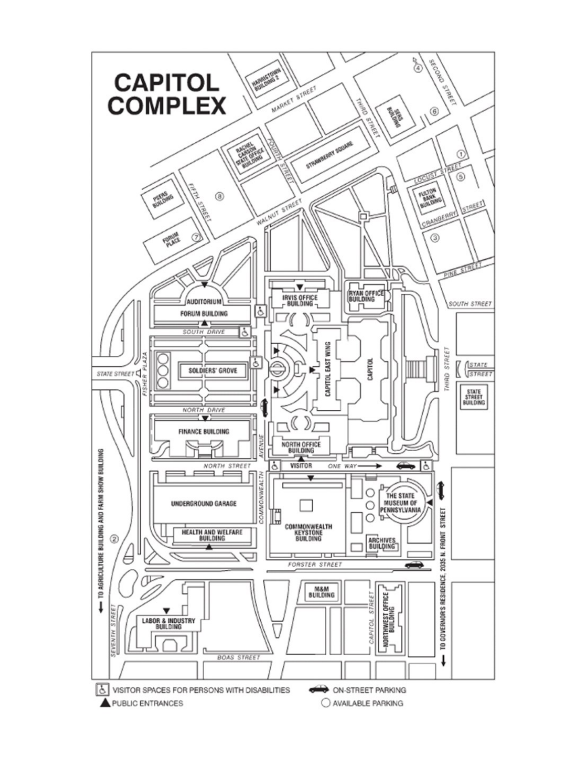# CAPITOL COMPLEX

- VISITOR SPACES FOR PERSONS WITH DISABILITIES
- PUBLIC ENTRANCES
- ON-STREET PARKING
- AVAILABLE PARKING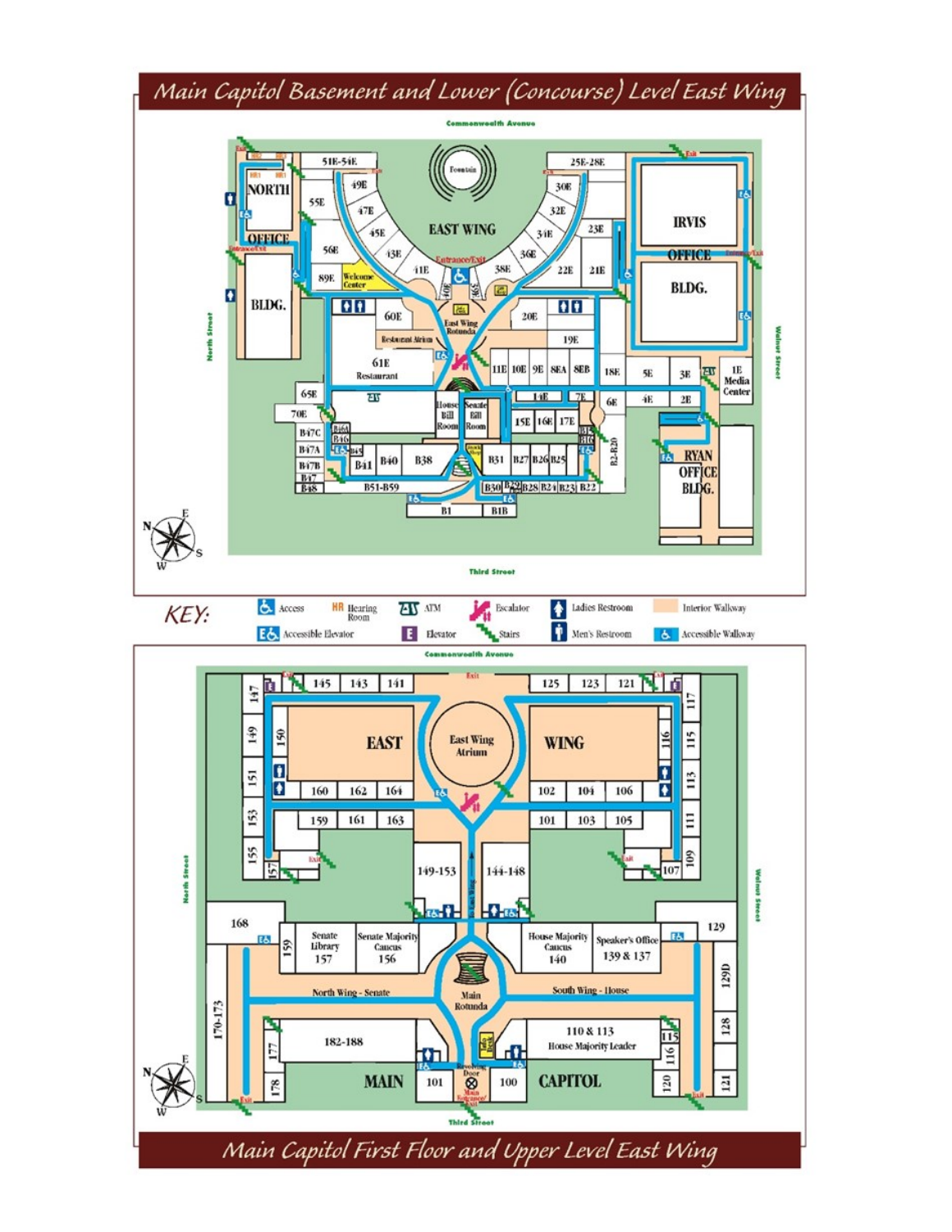# Main Capitol Basement and Lower (Concourse) Level East Wing

Commonwealth Avenue

North Street

Walnut Street

Third Street

NORTH OFFICE BLDG.

EAST WING

IRVIS OFFICE BLDG.

RYAN OFFICE BLDG.

Fountain

Welcome Center

East Wing Rotunda

Restaurant Atrium

61E Restaurant

House Bill Room

Senate Bill Room

1E Media Center

Entrance/Exit

Exit

**KEY:**

- Access
- HR Hearing Room
- ATM
- Escalator
- Ladies Restroom
- Interior Walkway
- Accessible Elevator
- Elevator
- Stairs
- Men's Restroom
- Accessible Walkway

# Main Capitol First Floor and Upper Level East Wing

Commonwealth Avenue

North Street

Walnut Street

Third Street

EAST WING

East Wing Atrium

Senate Library 157

Senate Majority Caucus 156

House Majority Caucus 140

Speaker's Office 139 & 137

North Wing - Senate

South Wing - House

Main Rotunda

182-188

110 & 113 House Majority Leader

Revolving Door

Main Entrance/Exit

MAIN CAPITOL

Exit